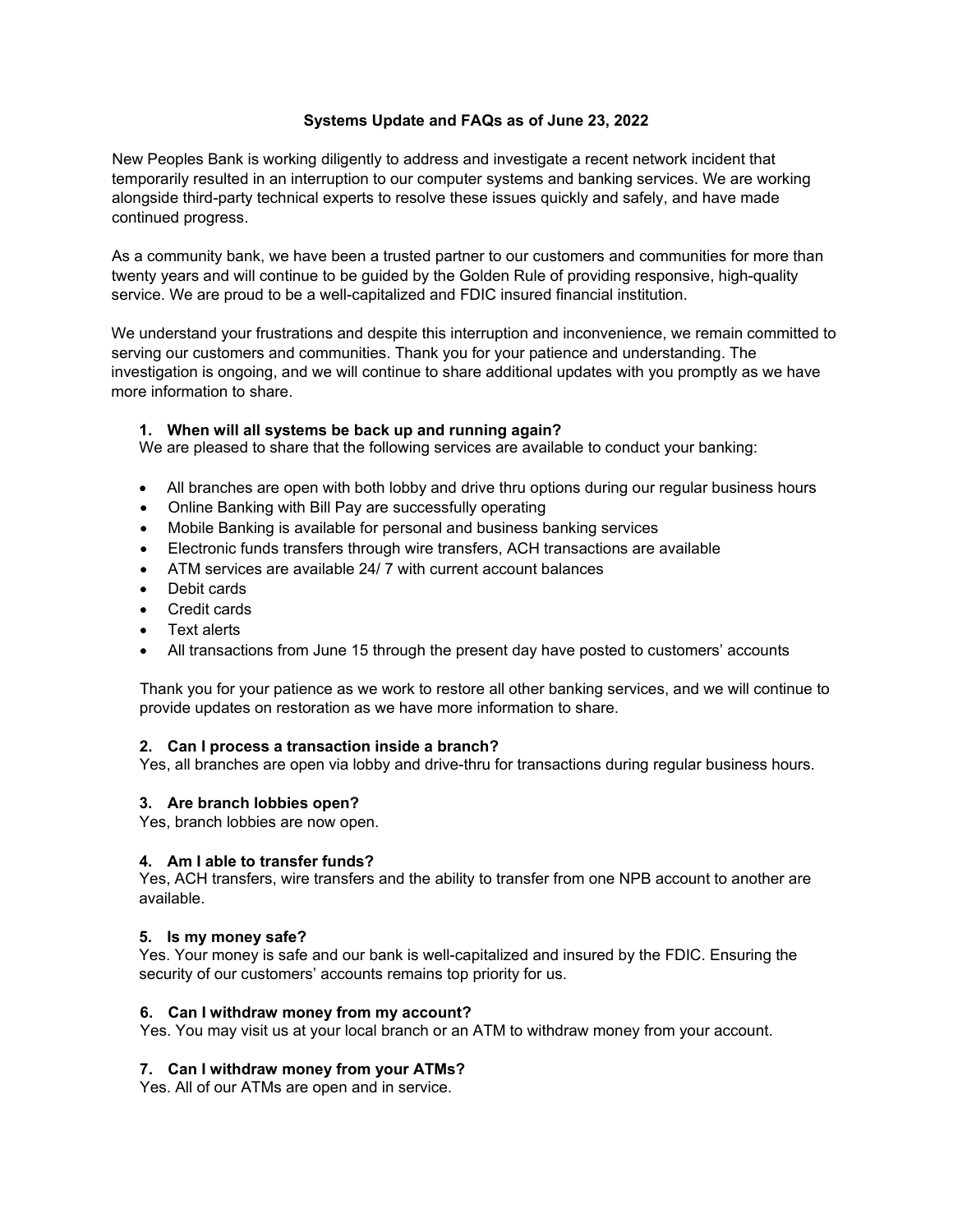**Systems Update and FAQs as of June 23, 2022**

New Peoples Bank is working diligently to address and investigate a recent network incident that temporarily resulted in an interruption to our computer systems and banking services. We are working alongside third-party technical experts to resolve these issues quickly and safely, and have made continued progress.

As a community bank, we have been a trusted partner to our customers and communities for more than twenty years and will continue to be guided by the Golden Rule of providing responsive, high-quality service. We are proud to be a well-capitalized and FDIC insured financial institution.

We understand your frustrations and despite this interruption and inconvenience, we remain committed to serving our customers and communities. Thank you for your patience and understanding. The investigation is ongoing, and we will continue to share additional updates with you promptly as we have more information to share.

1. **When will all systems be back up and running again?**

   We are pleased to share that the following services are available to conduct your banking:

- All branches are open with both lobby and drive thru options during our regular business hours
- Online Banking with Bill Pay are successfully operating
- Mobile Banking is available for personal and business banking services
- Electronic funds transfers through wire transfers, ACH transactions are available
- ATM services are available 24/ 7 with current account balances
- Debit cards
- Credit cards
- Text alerts
- All transactions from June 15 through the present day have posted to customers' accounts

   Thank you for your patience as we work to restore all other banking services, and we will continue to provide updates on restoration as we have more information to share.

2. **Can I process a transaction inside a branch?**

   Yes, all branches are open via lobby and drive-thru for transactions during regular business hours.

3. **Are branch lobbies open?**

   Yes, branch lobbies are now open.

4. **Am I able to transfer funds?**

   Yes, ACH transfers, wire transfers and the ability to transfer from one NPB account to another are available.

5. **Is my money safe?**

   Yes. Your money is safe and our bank is well-capitalized and insured by the FDIC. Ensuring the security of our customers' accounts remains top priority for us.

6. **Can I withdraw money from my account?**

   Yes. You may visit us at your local branch or an ATM to withdraw money from your account.

7. **Can I withdraw money from your ATMs?**

   Yes. All of our ATMs are open and in service.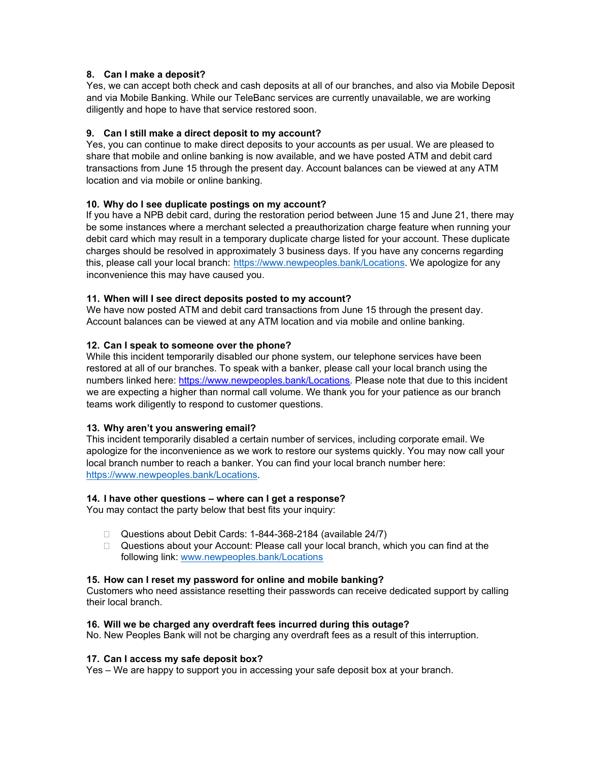**8. Can I make a deposit?**
Yes, we can accept both check and cash deposits at all of our branches, and also via Mobile Deposit and via Mobile Banking. While our TeleBanc services are currently unavailable, we are working diligently and hope to have that service restored soon.

**9. Can I still make a direct deposit to my account?**
Yes, you can continue to make direct deposits to your accounts as per usual. We are pleased to share that mobile and online banking is now available, and we have posted ATM and debit card transactions from June 15 through the present day. Account balances can be viewed at any ATM location and via mobile or online banking.

**10. Why do I see duplicate postings on my account?**
If you have a NPB debit card, during the restoration period between June 15 and June 21, there may be some instances where a merchant selected a preauthorization charge feature when running your debit card which may result in a temporary duplicate charge listed for your account. These duplicate charges should be resolved in approximately 3 business days. If you have any concerns regarding this, please call your local branch: https://www.newpeoples.bank/Locations. We apologize for any inconvenience this may have caused you.

**11. When will I see direct deposits posted to my account?**
We have now posted ATM and debit card transactions from June 15 through the present day. Account balances can be viewed at any ATM location and via mobile and online banking.

**12. Can I speak to someone over the phone?**
While this incident temporarily disabled our phone system, our telephone services have been restored at all of our branches. To speak with a banker, please call your local branch using the numbers linked here: https://www.newpeoples.bank/Locations. Please note that due to this incident we are expecting a higher than normal call volume. We thank you for your patience as our branch teams work diligently to respond to customer questions.

**13. Why aren't you answering email?**
This incident temporarily disabled a certain number of services, including corporate email. We apologize for the inconvenience as we work to restore our systems quickly. You may now call your local branch number to reach a banker. You can find your local branch number here: https://www.newpeoples.bank/Locations.

**14. I have other questions – where can I get a response?**
You may contact the party below that best fits your inquiry:

- Questions about Debit Cards: 1-844-368-2184 (available 24/7)
- Questions about your Account: Please call your local branch, which you can find at the following link: www.newpeoples.bank/Locations

**15. How can I reset my password for online and mobile banking?**
Customers who need assistance resetting their passwords can receive dedicated support by calling their local branch.

**16. Will we be charged any overdraft fees incurred during this outage?**
No. New Peoples Bank will not be charging any overdraft fees as a result of this interruption.

**17. Can I access my safe deposit box?**
Yes – We are happy to support you in accessing your safe deposit box at your branch.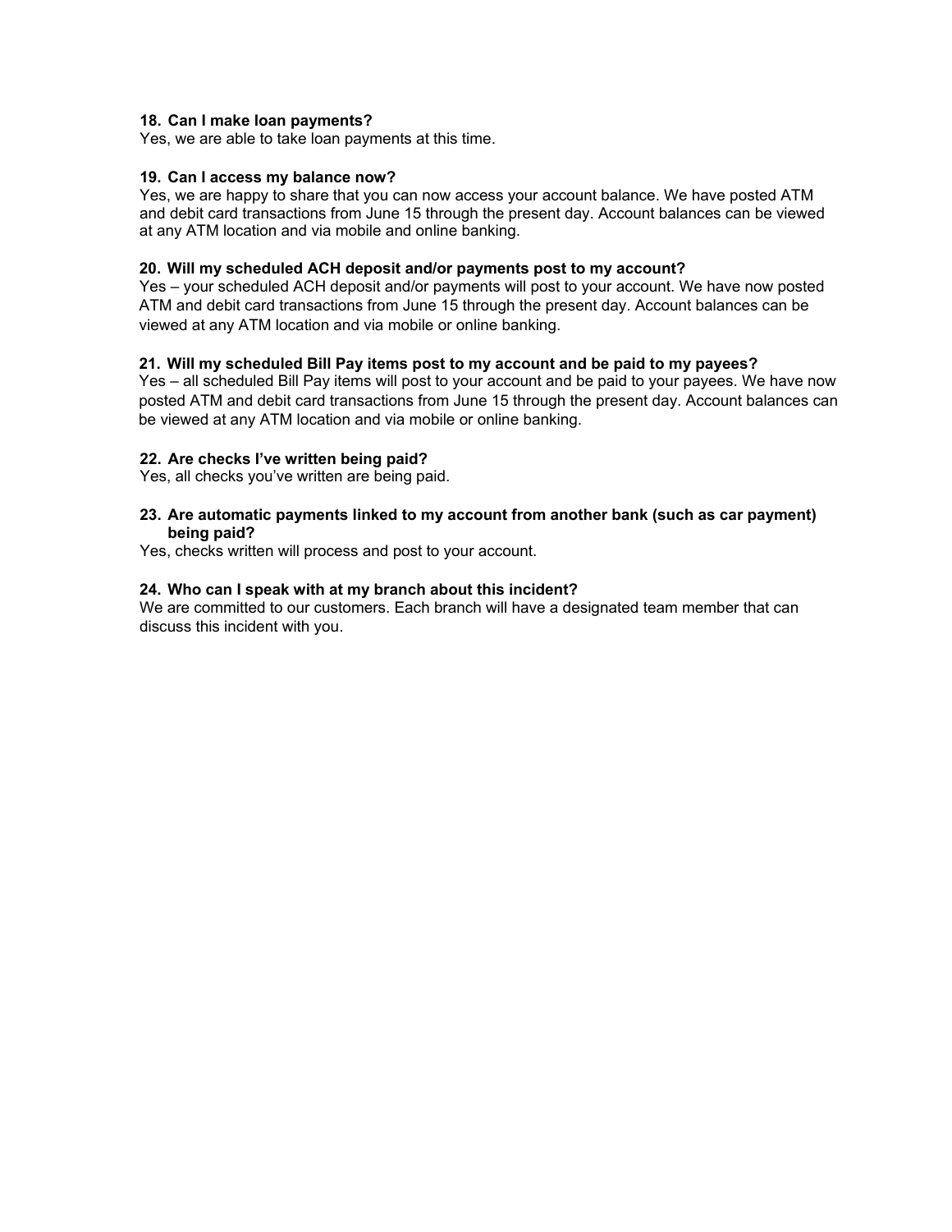**18. Can I make loan payments?**
Yes, we are able to take loan payments at this time.

**19. Can I access my balance now?**
Yes, we are happy to share that you can now access your account balance. We have posted ATM and debit card transactions from June 15 through the present day. Account balances can be viewed at any ATM location and via mobile and online banking.

**20. Will my scheduled ACH deposit and/or payments post to my account?**
Yes – your scheduled ACH deposit and/or payments will post to your account. We have now posted ATM and debit card transactions from June 15 through the present day. Account balances can be viewed at any ATM location and via mobile or online banking.

**21. Will my scheduled Bill Pay items post to my account and be paid to my payees?**
Yes – all scheduled Bill Pay items will post to your account and be paid to your payees. We have now posted ATM and debit card transactions from June 15 through the present day. Account balances can be viewed at any ATM location and via mobile or online banking.

**22. Are checks I've written being paid?**
Yes, all checks you've written are being paid.

**23. Are automatic payments linked to my account from another bank (such as car payment) being paid?**
Yes, checks written will process and post to your account.

**24. Who can I speak with at my branch about this incident?**
We are committed to our customers. Each branch will have a designated team member that can discuss this incident with you.